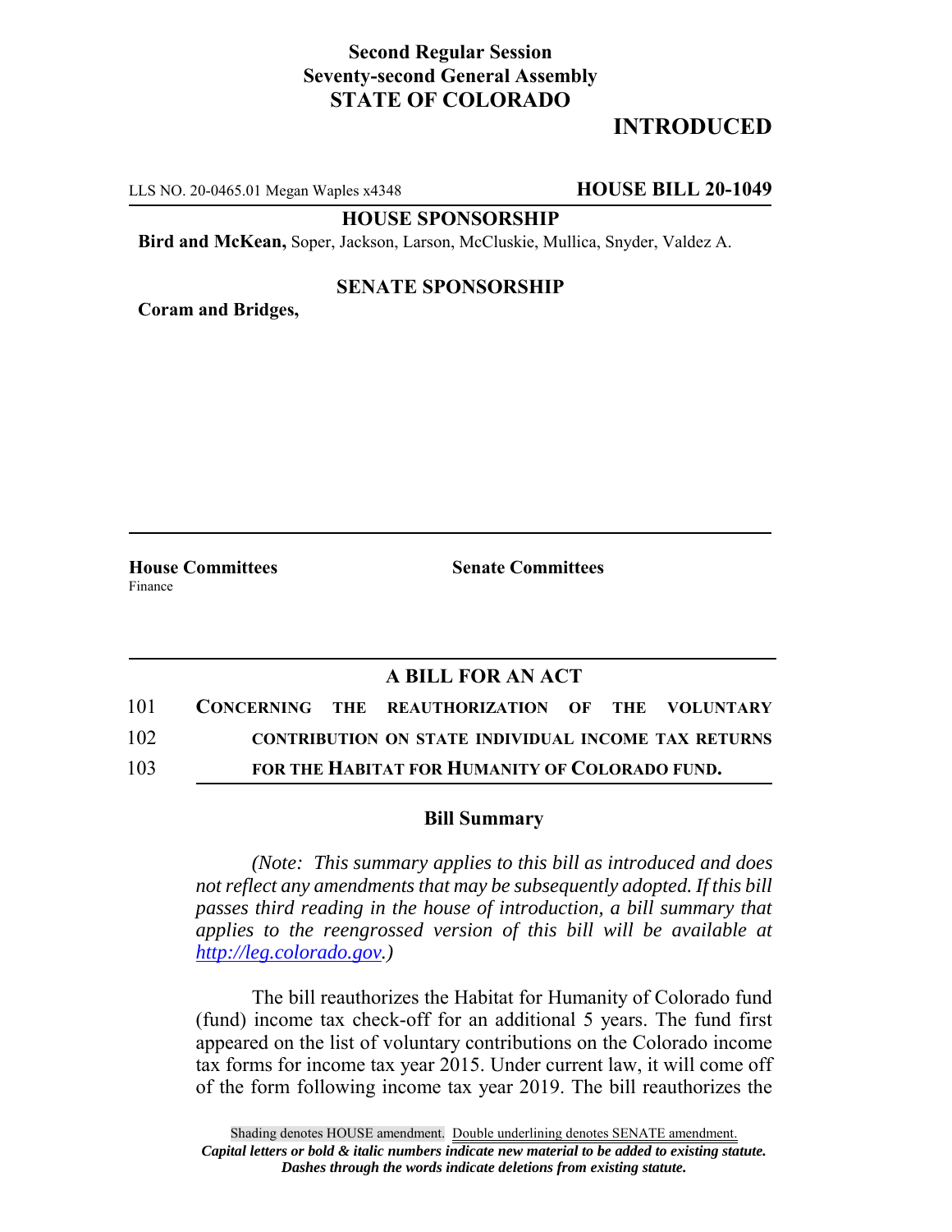**Second Regular Session**
**Seventy-second General Assembly**
**STATE OF COLORADO**

# INTRODUCED

LLS NO. 20-0465.01 Megan Waples x4348 **HOUSE BILL 20-1049**

**HOUSE SPONSORSHIP**

**Bird and McKean,** Soper, Jackson, Larson, McCluskie, Mullica, Snyder, Valdez A.

**SENATE SPONSORSHIP**

**Coram and Bridges,**

**House Committees**
Finance

**Senate Committees**

## A BILL FOR AN ACT

101 **CONCERNING THE REAUTHORIZATION OF THE VOLUNTARY**
102 **CONTRIBUTION ON STATE INDIVIDUAL INCOME TAX RETURNS**
103 **FOR THE HABITAT FOR HUMANITY OF COLORADO FUND.**

### Bill Summary

*(Note: This summary applies to this bill as introduced and does not reflect any amendments that may be subsequently adopted. If this bill passes third reading in the house of introduction, a bill summary that applies to the reengrossed version of this bill will be available at http://leg.colorado.gov.)*

The bill reauthorizes the Habitat for Humanity of Colorado fund (fund) income tax check-off for an additional 5 years. The fund first appeared on the list of voluntary contributions on the Colorado income tax forms for income tax year 2015. Under current law, it will come off of the form following income tax year 2019. The bill reauthorizes the

Shading denotes HOUSE amendment. Double underlining denotes SENATE amendment.
*Capital letters or bold & italic numbers indicate new material to be added to existing statute.*
*Dashes through the words indicate deletions from existing statute.*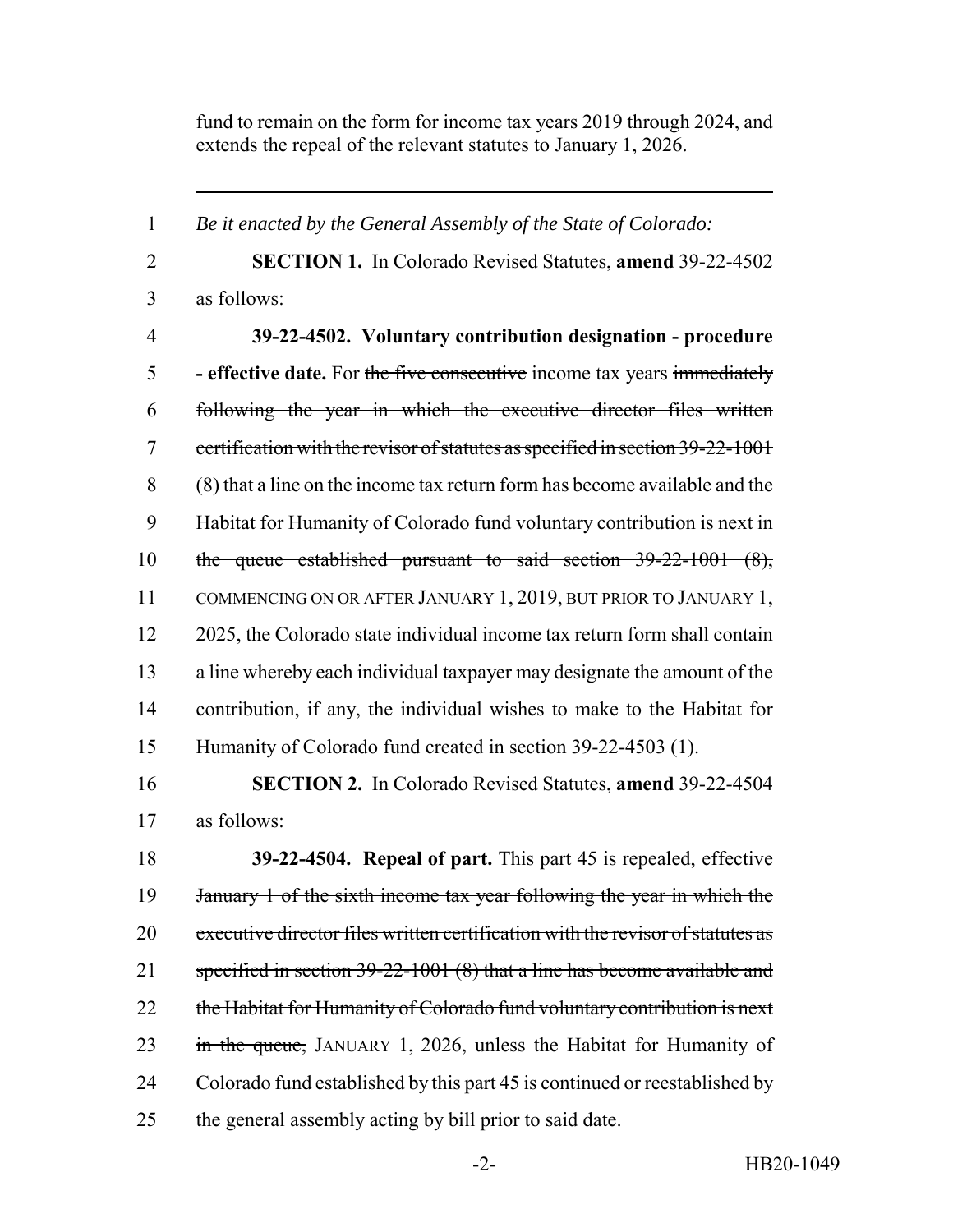fund to remain on the form for income tax years 2019 through 2024, and extends the repeal of the relevant statutes to January 1, 2026.

---

1 *Be it enacted by the General Assembly of the State of Colorado:*

2 **SECTION 1.** In Colorado Revised Statutes, **amend** 39-22-4502
3 as follows:

4 **39-22-4502. Voluntary contribution designation - procedure**
5 **- effective date.** For ~~the five consecutive~~ income tax years ~~immediately~~
6 ~~following the year in which the executive director files written~~
7 ~~certification with the revisor of statutes as specified in section 39-22-1001~~
8 ~~(8) that a line on the income tax return form has become available and the~~
9 ~~Habitat for Humanity of Colorado fund voluntary contribution is next in~~
10 ~~the queue established pursuant to said section 39-22-1001 (8),~~
11 COMMENCING ON OR AFTER JANUARY 1, 2019, BUT PRIOR TO JANUARY 1,
12 2025, the Colorado state individual income tax return form shall contain
13 a line whereby each individual taxpayer may designate the amount of the
14 contribution, if any, the individual wishes to make to the Habitat for
15 Humanity of Colorado fund created in section 39-22-4503 (1).

16 **SECTION 2.** In Colorado Revised Statutes, **amend** 39-22-4504
17 as follows:

18 **39-22-4504. Repeal of part.** This part 45 is repealed, effective
19 ~~January 1 of the sixth income tax year following the year in which the~~
20 ~~executive director files written certification with the revisor of statutes as~~
21 ~~specified in section 39-22-1001 (8) that a line has become available and~~
22 ~~the Habitat for Humanity of Colorado fund voluntary contribution is next~~
23 ~~in the queue,~~ JANUARY 1, 2026, unless the Habitat for Humanity of
24 Colorado fund established by this part 45 is continued or reestablished by
25 the general assembly acting by bill prior to said date.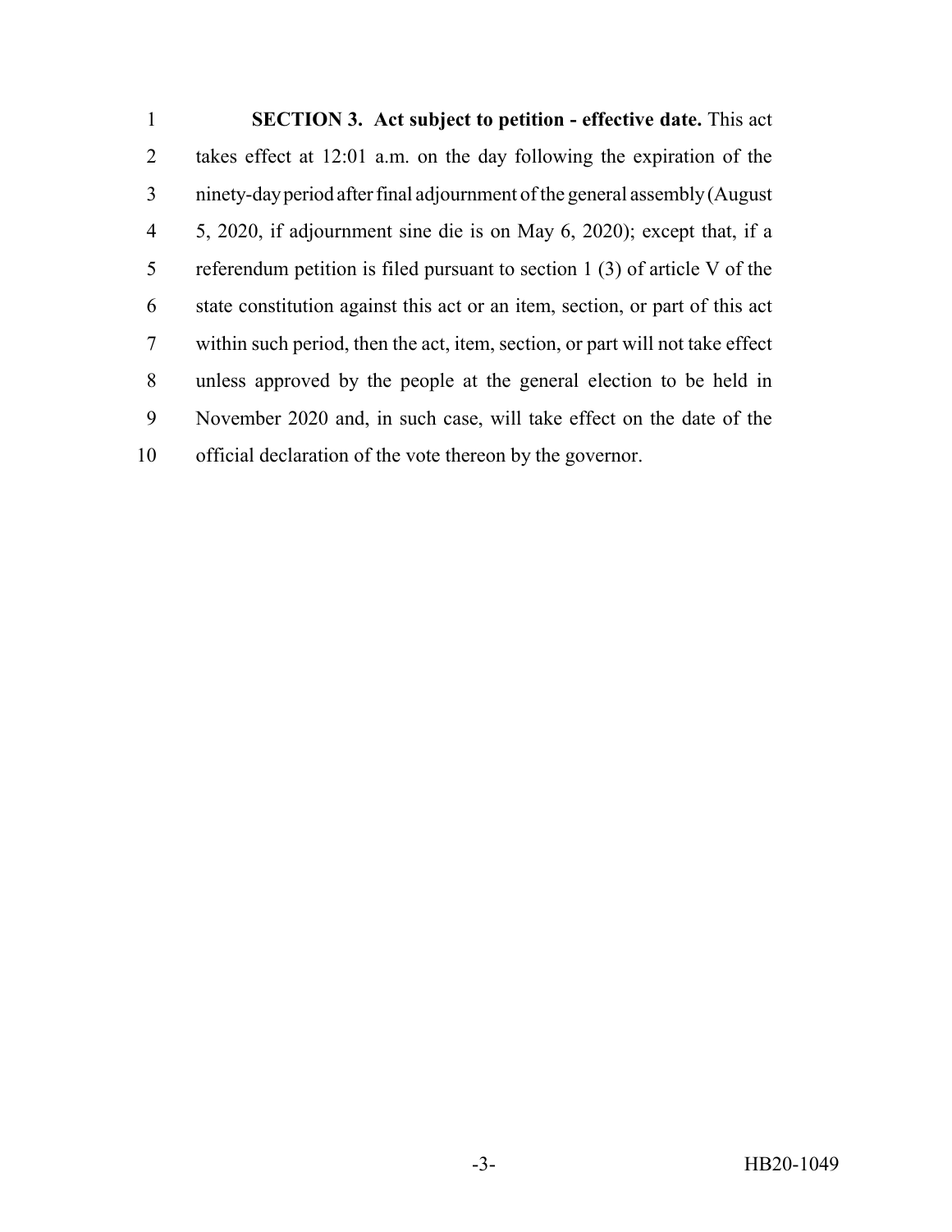**SECTION 3. Act subject to petition - effective date.** This act takes effect at 12:01 a.m. on the day following the expiration of the ninety-day period after final adjournment of the general assembly (August 5, 2020, if adjournment sine die is on May 6, 2020); except that, if a referendum petition is filed pursuant to section 1 (3) of article V of the state constitution against this act or an item, section, or part of this act within such period, then the act, item, section, or part will not take effect unless approved by the people at the general election to be held in November 2020 and, in such case, will take effect on the date of the official declaration of the vote thereon by the governor.